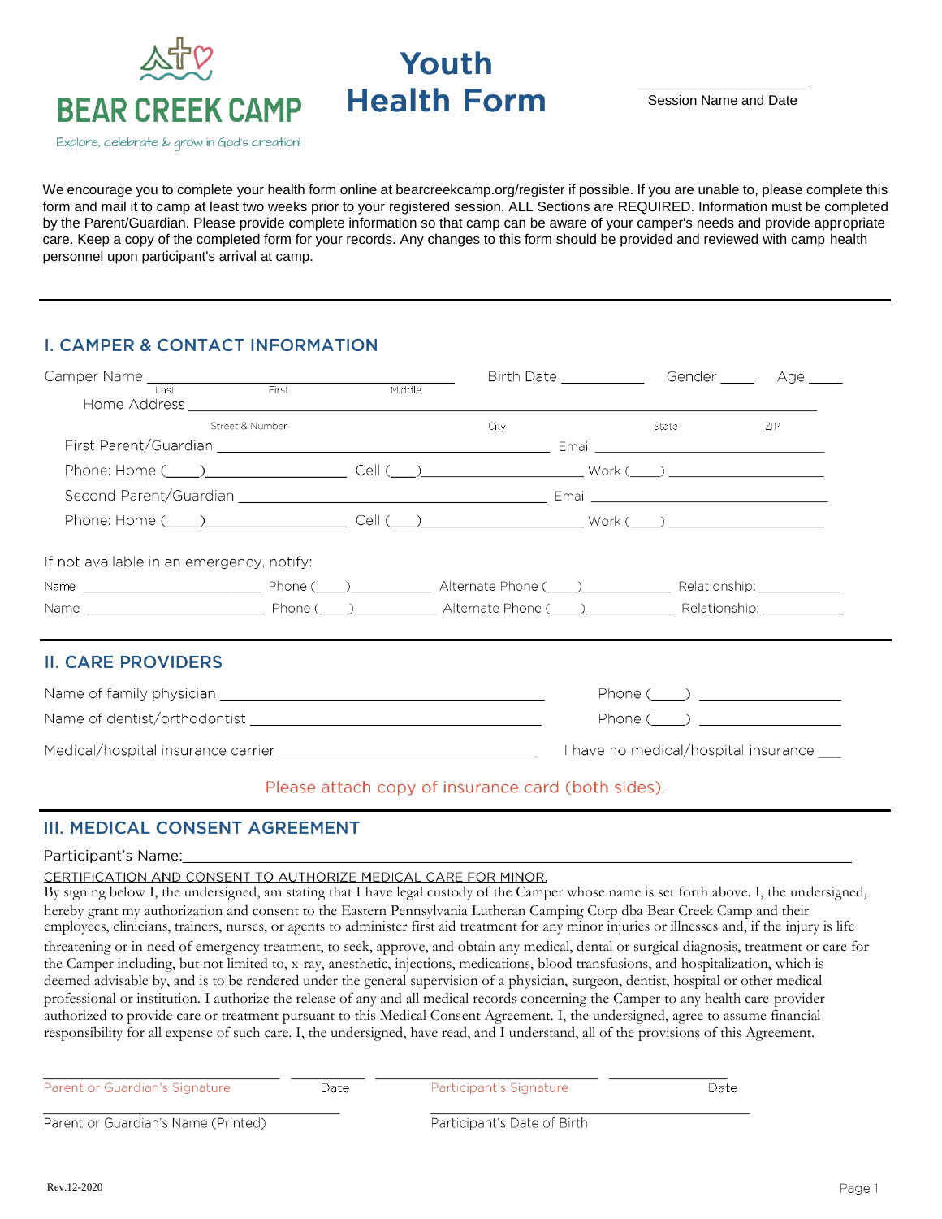BEAR CREEK CAMP

Explore, celebrate & grow in God's creation!

# Youth Health Form

\_\_\_\_\_\_\_\_\_\_\_\_\_\_\_\_\_\_\_\_
Session Name and Date

We encourage you to complete your health form online at bearcreekcamp.org/register if possible. If you are unable to, please complete this form and mail it to camp at least two weeks prior to your registered session. ALL Sections are REQUIRED. Information must be completed by the Parent/Guardian. Please provide complete information so that camp can be aware of your camper's needs and provide appropriate care. Keep a copy of the completed form for your records. Any changes to this form should be provided and reviewed with camp health personnel upon participant's arrival at camp.

## I. CAMPER & CONTACT INFORMATION

Camper Name \_\_\_\_\_\_\_\_\_\_\_\_\_\_\_\_\_\_\_\_\_\_\_\_\_\_\_\_\_\_\_\_\_\_ Birth Date \_\_\_\_\_\_\_\_\_\_ Gender \_\_\_\_ Age \_\_\_\_
Last First Middle

Home Address \_\_\_\_\_\_\_\_\_\_\_\_\_\_\_\_\_\_\_\_\_\_\_\_\_\_\_\_\_\_\_\_\_\_\_\_\_\_\_\_\_\_\_\_\_\_\_\_\_\_\_\_\_\_\_\_\_\_
Street & Number City State ZIP

First Parent/Guardian \_\_\_\_\_\_\_\_\_\_\_\_\_\_\_\_\_\_\_\_\_\_\_\_\_\_\_\_\_\_\_\_\_\_ Email \_\_\_\_\_\_\_\_\_\_\_\_\_\_\_\_\_\_\_\_\_\_\_\_

Phone: Home (\_\_\_\_)\_\_\_\_\_\_\_\_\_\_\_\_\_\_ Cell (\_\_\_)\_\_\_\_\_\_\_\_\_\_\_\_\_\_\_\_ Work (\_\_\_\_) \_\_\_\_\_\_\_\_\_\_\_\_\_\_\_\_

Second Parent/Guardian \_\_\_\_\_\_\_\_\_\_\_\_\_\_\_\_\_\_\_\_\_\_\_\_\_\_\_\_\_\_\_\_\_\_ Email \_\_\_\_\_\_\_\_\_\_\_\_\_\_\_\_\_\_\_\_\_\_\_\_

Phone: Home (\_\_\_\_)\_\_\_\_\_\_\_\_\_\_\_\_\_\_ Cell (\_\_\_)\_\_\_\_\_\_\_\_\_\_\_\_\_\_\_\_ Work (\_\_\_\_) \_\_\_\_\_\_\_\_\_\_\_\_\_\_\_\_

If not available in an emergency, notify:

Name \_\_\_\_\_\_\_\_\_\_\_\_\_\_\_\_\_\_\_\_ Phone (\_\_\_\_)\_\_\_\_\_\_\_\_\_\_ Alternate Phone (\_\_\_\_)\_\_\_\_\_\_\_\_\_\_ Relationship: \_\_\_\_\_\_\_\_\_\_

Name \_\_\_\_\_\_\_\_\_\_\_\_\_\_\_\_\_\_\_\_ Phone (\_\_\_\_)\_\_\_\_\_\_\_\_\_\_ Alternate Phone (\_\_\_\_)\_\_\_\_\_\_\_\_\_\_ Relationship: \_\_\_\_\_\_\_\_\_\_

## II. CARE PROVIDERS

Name of family physician \_\_\_\_\_\_\_\_\_\_\_\_\_\_\_\_\_\_\_\_\_\_\_\_\_\_\_\_\_\_\_\_\_\_\_\_ Phone (\_\_\_\_) \_\_\_\_\_\_\_\_\_\_\_\_\_\_\_\_

Name of dentist/orthodontist \_\_\_\_\_\_\_\_\_\_\_\_\_\_\_\_\_\_\_\_\_\_\_\_\_\_\_\_\_\_\_\_\_\_\_\_ Phone (\_\_\_\_) \_\_\_\_\_\_\_\_\_\_\_\_\_\_\_\_

Medical/hospital insurance carrier \_\_\_\_\_\_\_\_\_\_\_\_\_\_\_\_\_\_\_\_\_\_\_\_\_\_\_\_\_\_ I have no medical/hospital insurance \_\_\_

Please attach copy of insurance card (both sides).

## III. MEDICAL CONSENT AGREEMENT

Participant's Name:\_\_\_\_\_\_\_\_\_\_\_\_\_\_\_\_\_\_\_\_\_\_\_\_\_\_\_\_\_\_\_\_\_\_\_\_\_\_\_\_\_\_\_\_\_\_\_\_\_\_\_\_\_\_\_\_\_\_\_\_\_\_

CERTIFICATION AND CONSENT TO AUTHORIZE MEDICAL CARE FOR MINOR.
By signing below I, the undersigned, am stating that I have legal custody of the Camper whose name is set forth above. I, the undersigned, hereby grant my authorization and consent to the Eastern Pennsylvania Lutheran Camping Corp dba Bear Creek Camp and their employees, clinicians, trainers, nurses, or agents to administer first aid treatment for any minor injuries or illnesses and, if the injury is life threatening or in need of emergency treatment, to seek, approve, and obtain any medical, dental or surgical diagnosis, treatment or care for the Camper including, but not limited to, x-ray, anesthetic, injections, medications, blood transfusions, and hospitalization, which is deemed advisable by, and is to be rendered under the general supervision of a physician, surgeon, dentist, hospital or other medical professional or institution. I authorize the release of any and all medical records concerning the Camper to any health care provider authorized to provide care or treatment pursuant to this Medical Consent Agreement. I, the undersigned, agree to assume financial responsibility for all expense of such care. I, the undersigned, have read, and I understand, all of the provisions of this Agreement.

\_\_\_\_\_\_\_\_\_\_\_\_\_\_\_\_\_\_\_\_\_\_\_\_ \_\_\_\_\_\_\_\_ \_\_\_\_\_\_\_\_\_\_\_\_\_\_\_\_\_\_\_\_\_\_\_\_ \_\_\_\_\_\_\_\_
Parent or Guardian's Signature Date Participant's Signature Date

\_\_\_\_\_\_\_\_\_\_\_\_\_\_\_\_\_\_\_\_\_\_\_\_\_\_\_\_ \_\_\_\_\_\_\_\_\_\_\_\_\_\_\_\_\_\_\_\_\_\_\_\_\_\_\_\_
Parent or Guardian's Name (Printed) Participant's Date of Birth

Rev.12-2020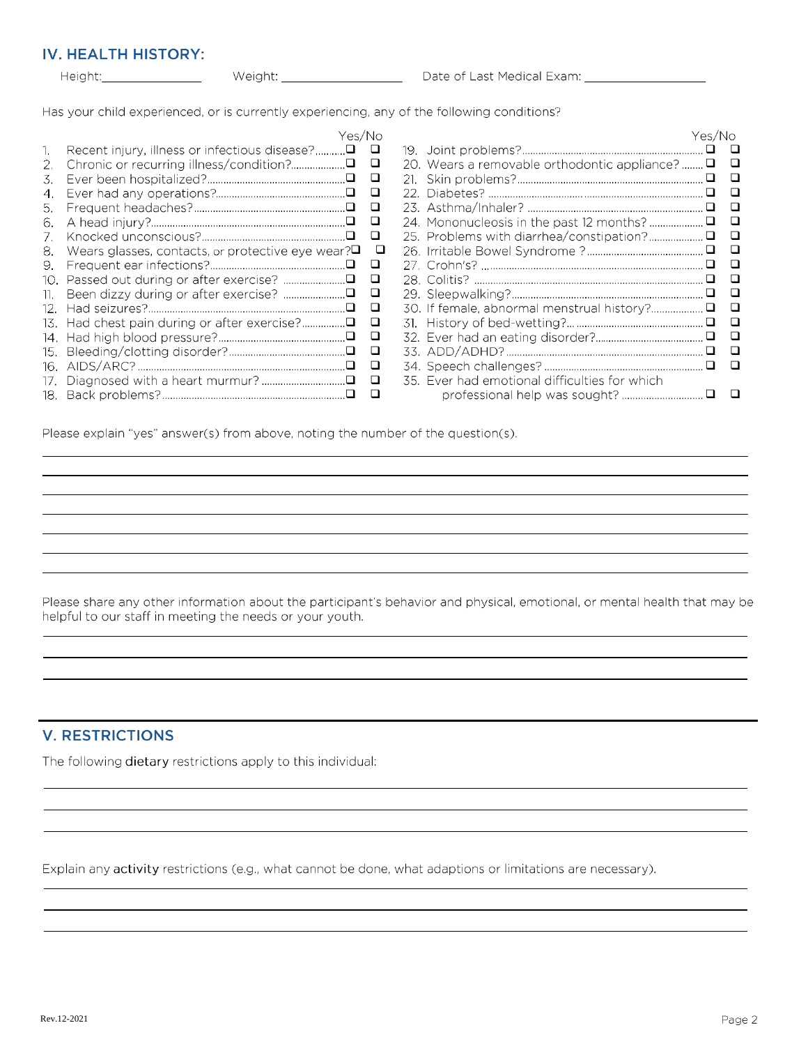## IV. HEALTH HISTORY:

Height:_______________ Weight: __________________ Date of Last Medical Exam: __________________

Has your child experienced, or is currently experiencing, any of the following conditions?

| # | Condition | Yes | No |
|---|---|---|---|
| 1. | Recent injury, illness or infectious disease? | ❑ | ❑ |
| 2. | Chronic or recurring illness/condition? | ❑ | ❑ |
| 3. | Ever been hospitalized? | ❑ | ❑ |
| 4. | Ever had any operations? | ❑ | ❑ |
| 5. | Frequent headaches? | ❑ | ❑ |
| 6. | A head injury? | ❑ | ❑ |
| 7. | Knocked unconscious? | ❑ | ❑ |
| 8. | Wears glasses, contacts, or protective eye wear? | ❑ | ❑ |
| 9. | Frequent ear infections? | ❑ | ❑ |
| 10. | Passed out during or after exercise? | ❑ | ❑ |
| 11. | Been dizzy during or after exercise? | ❑ | ❑ |
| 12. | Had seizures? | ❑ | ❑ |
| 13. | Had chest pain during or after exercise? | ❑ | ❑ |
| 14. | Had high blood pressure? | ❑ | ❑ |
| 15. | Bleeding/clotting disorder? | ❑ | ❑ |
| 16. | AIDS/ARC? | ❑ | ❑ |
| 17. | Diagnosed with a heart murmur? | ❑ | ❑ |
| 18. | Back problems? | ❑ | ❑ |
| 19. | Joint problems? | ❑ | ❑ |
| 20. | Wears a removable orthodontic appliance? | ❑ | ❑ |
| 21. | Skin problems? | ❑ | ❑ |
| 22. | Diabetes? | ❑ | ❑ |
| 23. | Asthma/Inhaler? | ❑ | ❑ |
| 24. | Mononucleosis in the past 12 months? | ❑ | ❑ |
| 25. | Problems with diarrhea/constipation? | ❑ | ❑ |
| 26. | Irritable Bowel Syndrome ? | ❑ | ❑ |
| 27. | Crohn's? | ❑ | ❑ |
| 28. | Colitis? | ❑ | ❑ |
| 29. | Sleepwalking? | ❑ | ❑ |
| 30. | If female, abnormal menstrual history? | ❑ | ❑ |
| 31. | History of bed-wetting? | ❑ | ❑ |
| 32. | Ever had an eating disorder? | ❑ | ❑ |
| 33. | ADD/ADHD? | ❑ | ❑ |
| 34. | Speech challenges? | ❑ | ❑ |
| 35. | Ever had emotional difficulties for which professional help was sought? | ❑ | ❑ |

Please explain "yes" answer(s) from above, noting the number of the question(s).

_______________________________________________________________________________

_______________________________________________________________________________

_______________________________________________________________________________

_______________________________________________________________________________

_______________________________________________________________________________

_______________________________________________________________________________

Please share any other information about the participant's behavior and physical, emotional, or mental health that may be helpful to our staff in meeting the needs or your youth.

_______________________________________________________________________________

_______________________________________________________________________________

_______________________________________________________________________________

## V. RESTRICTIONS

The following **dietary** restrictions apply to this individual:

_______________________________________________________________________________

_______________________________________________________________________________

_______________________________________________________________________________

Explain any **activity** restrictions (e.g., what cannot be done, what adaptions or limitations are necessary).

_______________________________________________________________________________

_______________________________________________________________________________

_______________________________________________________________________________

Rev.12-2021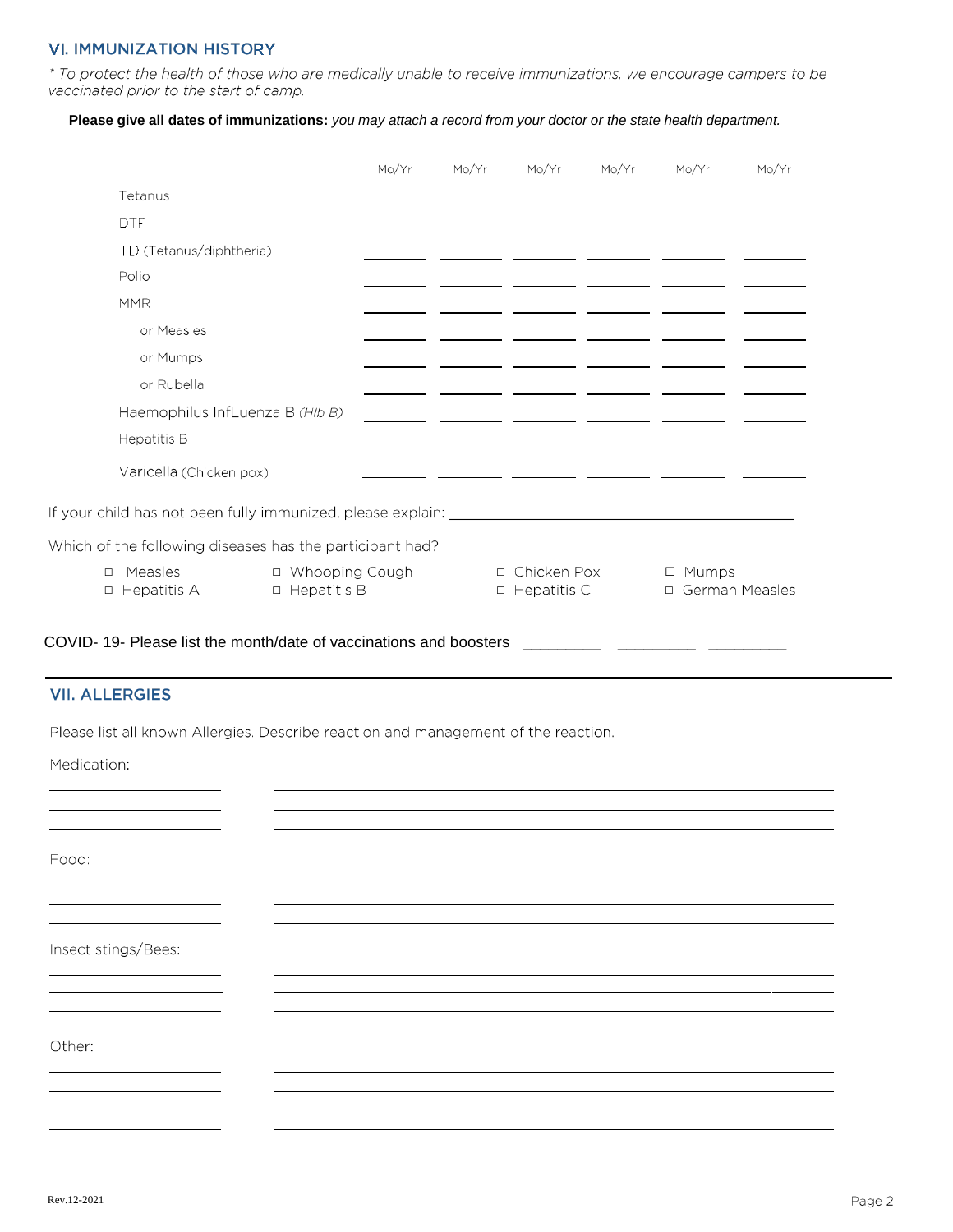## VI. IMMUNIZATION HISTORY

*\* To protect the health of those who are medically unable to receive immunizations, we encourage campers to be vaccinated prior to the start of camp.*

**Please give all dates of immunizations:** *you may attach a record from your doctor or the state health department.*

| | Mo/Yr | Mo/Yr | Mo/Yr | Mo/Yr | Mo/Yr | Mo/Yr |
|---|---|---|---|---|---|---|
| Tetanus | | | | | | |
| DTP | | | | | | |
| TD (Tetanus/diphtheria) | | | | | | |
| Polio | | | | | | |
| MMR | | | | | | |
| or Measles | | | | | | |
| or Mumps | | | | | | |
| or Rubella | | | | | | |
| Haemophilus InfLuenza B *(Hlb B)* | | | | | | |
| Hepatitis B | | | | | | |
| Varicella (Chicken pox) | | | | | | |

If your child has not been fully immunized, please explain: ___________________________________________

Which of the following diseases has the participant had?

- ☐ Measles
- ☐ Whooping Cough
- ☐ Chicken Pox
- ☐ Mumps
- ☐ Hepatitis A
- ☐ Hepatitis B
- ☐ Hepatitis C
- ☐ German Measles

COVID- 19- Please list the month/date of vaccinations and boosters _________ _________ _________

## VII. ALLERGIES

Please list all known Allergies. Describe reaction and management of the reaction.

Medication:

______________ ______________________________________________

______________ ______________________________________________

______________ ______________________________________________

Food:

______________ ______________________________________________

______________ ______________________________________________

______________ ______________________________________________

Insect stings/Bees:

______________ ______________________________________________

______________ ______________________________________________

______________ ______________________________________________

Other:

______________ ______________________________________________

______________ ______________________________________________

______________ ______________________________________________

______________ ______________________________________________

Rev.12-2021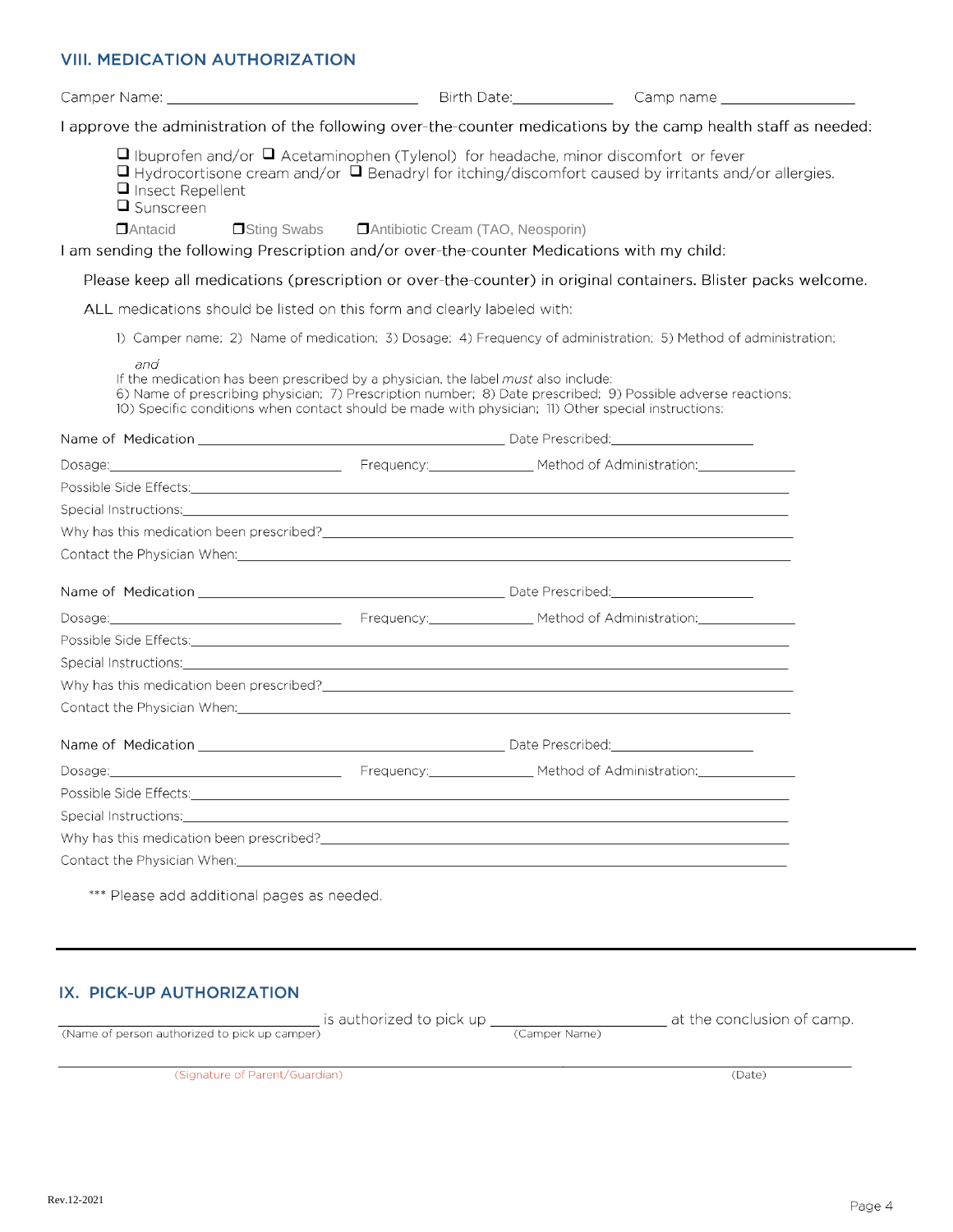## VIII. MEDICATION AUTHORIZATION

Camper Name: ______________________________ Birth Date:____________ Camp name ________________

I approve the administration of the following over-the-counter medications by the camp health staff as needed:

- ❑ Ibuprofen and/or ❑ Acetaminophen (Tylenol) for headache, minor discomfort or fever
- ❑ Hydrocortisone cream and/or ❑ Benadryl for itching/discomfort caused by irritants and/or allergies.
- ❑ Insect Repellent
- ❑ Sunscreen
- ❑ Antacid ❑ Sting Swabs ❑ Antibiotic Cream (TAO, Neosporin)

I am sending the following Prescription and/or over-the-counter Medications with my child:

Please keep all medications (prescription or over-the-counter) in original containers. Blister packs welcome.

ALL medications should be listed on this form and clearly labeled with:

1) Camper name; 2) Name of medication; 3) Dosage; 4) Frequency of administration; 5) Method of administration;

*and*

If the medication has been prescribed by a physician, the label *must* also include:
6) Name of prescribing physician; 7) Prescription number; 8) Date prescribed; 9) Possible adverse reactions; 10) Specific conditions when contact should be made with physician; 11) Other special instructions:

Name of Medication ______________________________ Date Prescribed:________________

Dosage:______________________ Frequency:____________ Method of Administration:____________

Possible Side Effects:______________________________________________________________

Special Instructions:______________________________________________________________

Why has this medication been prescribed?____________________________________________

Contact the Physician When:_______________________________________________________

Name of Medication ______________________________ Date Prescribed:________________

Dosage:______________________ Frequency:____________ Method of Administration:____________

Possible Side Effects:______________________________________________________________

Special Instructions:______________________________________________________________

Why has this medication been prescribed?____________________________________________

Contact the Physician When:_______________________________________________________

Name of Medication ______________________________ Date Prescribed:________________

Dosage:______________________ Frequency:____________ Method of Administration:____________

Possible Side Effects:______________________________________________________________

Special Instructions:______________________________________________________________

Why has this medication been prescribed?____________________________________________

Contact the Physician When:_______________________________________________________

*** Please add additional pages as needed.

---

## IX. PICK-UP AUTHORIZATION

______________________________ is authorized to pick up ____________________ at the conclusion of camp.
(Name of person authorized to pick up camper) (Camper Name)

__________________________________________________________________________
(Signature of Parent/Guardian) (Date)

Rev.12-2021